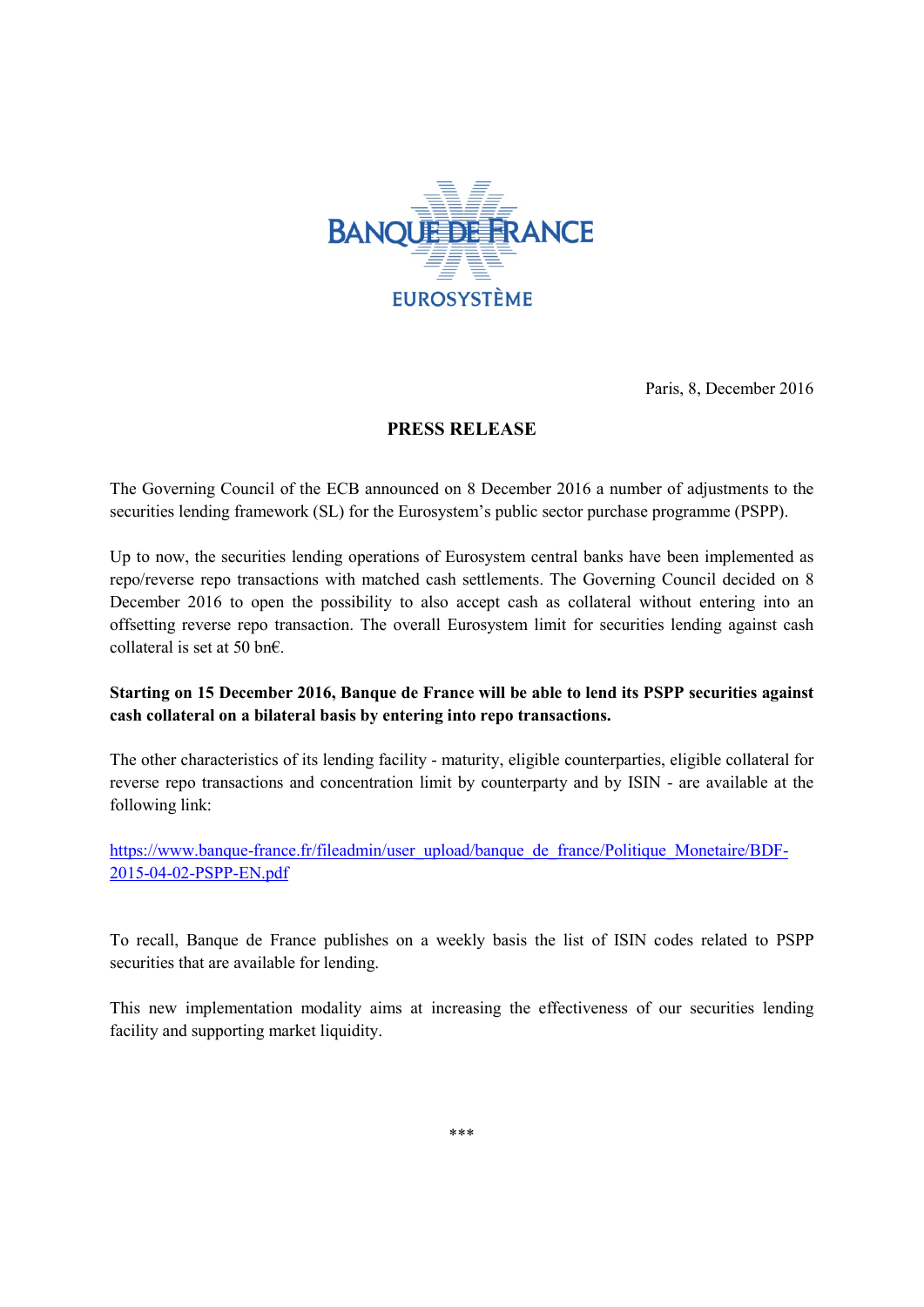BANQUE DE FRANCE

EUROSYSTÈME

Paris, 8, December 2016

# PRESS RELEASE

The Governing Council of the ECB announced on 8 December 2016 a number of adjustments to the securities lending framework (SL) for the Eurosystem's public sector purchase programme (PSPP).

Up to now, the securities lending operations of Eurosystem central banks have been implemented as repo/reverse repo transactions with matched cash settlements. The Governing Council decided on 8 December 2016 to open the possibility to also accept cash as collateral without entering into an offsetting reverse repo transaction. The overall Eurosystem limit for securities lending against cash collateral is set at 50 bn€.

**Starting on 15 December 2016, Banque de France will be able to lend its PSPP securities against cash collateral on a bilateral basis by entering into repo transactions.**

The other characteristics of its lending facility - maturity, eligible counterparties, eligible collateral for reverse repo transactions and concentration limit by counterparty and by ISIN - are available at the following link:

[https://www.banque-france.fr/fileadmin/user_upload/banque_de_france/Politique_Monetaire/BDF-2015-04-02-PSPP-EN.pdf](https://www.banque-france.fr/fileadmin/user_upload/banque_de_france/Politique_Monetaire/BDF-2015-04-02-PSPP-EN.pdf)

To recall, Banque de France publishes on a weekly basis the list of ISIN codes related to PSPP securities that are available for lending.

This new implementation modality aims at increasing the effectiveness of our securities lending facility and supporting market liquidity.

***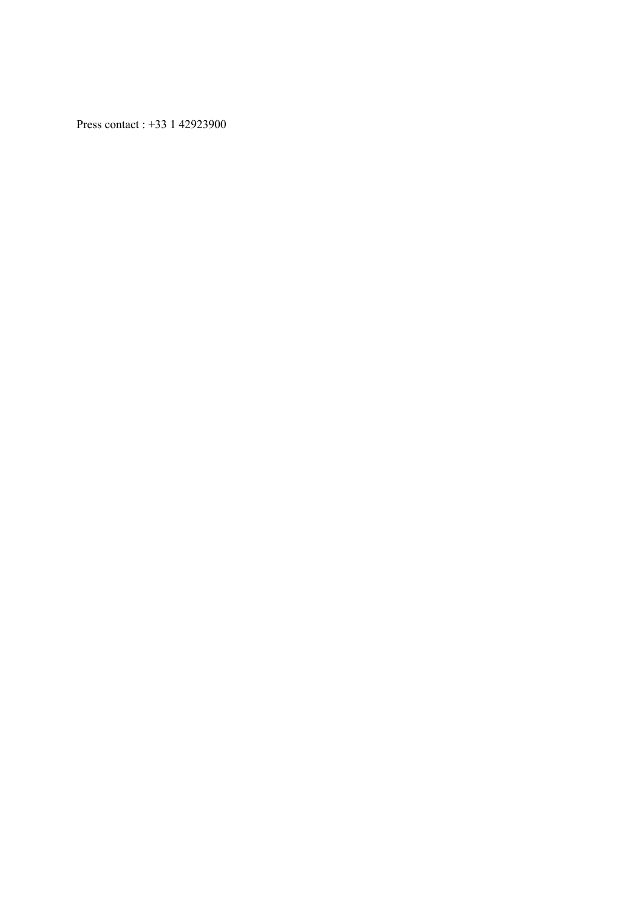Press contact : +33 1 42923900